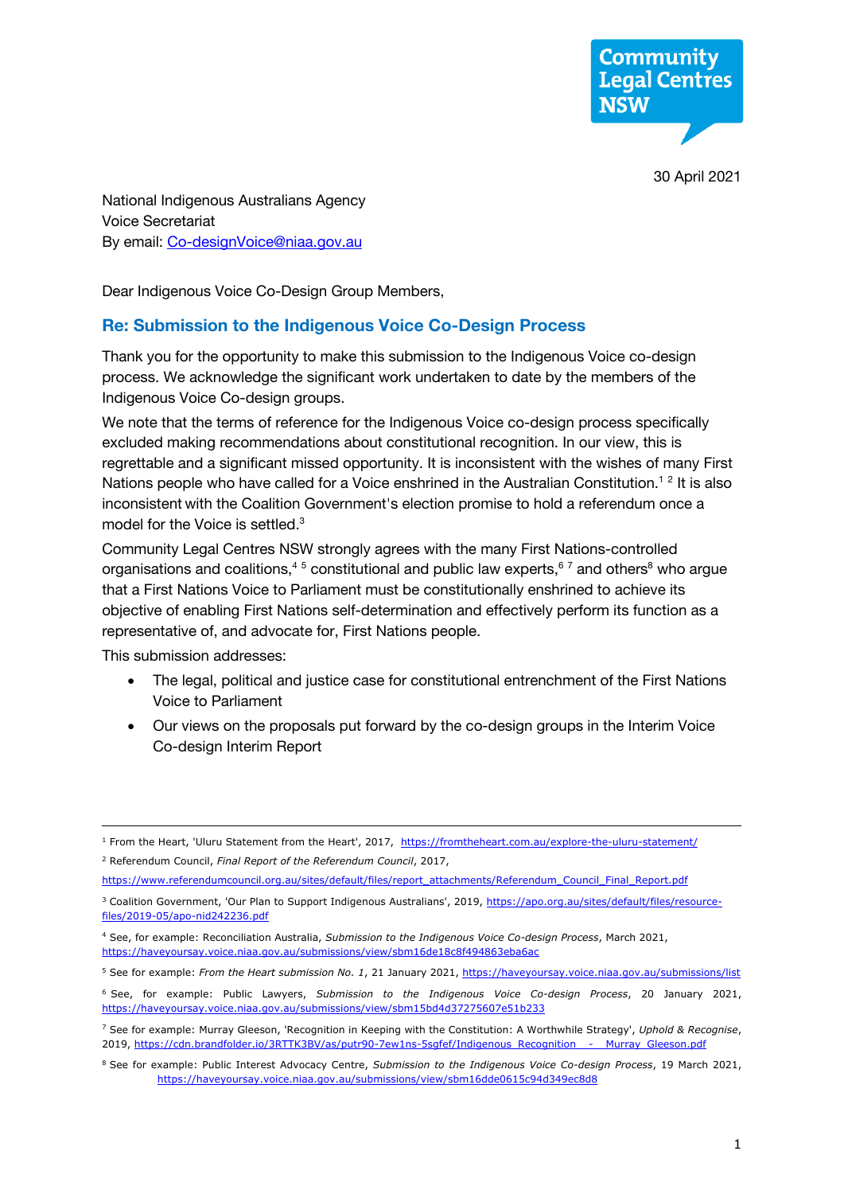Community Legal Centres NSW

30 April 2021

National Indigenous Australians Agency
Voice Secretariat
By email: Co-designVoice@niaa.gov.au

Dear Indigenous Voice Co-Design Group Members,

## Re: Submission to the Indigenous Voice Co-Design Process

Thank you for the opportunity to make this submission to the Indigenous Voice co-design process. We acknowledge the significant work undertaken to date by the members of the Indigenous Voice Co-design groups.

We note that the terms of reference for the Indigenous Voice co-design process specifically excluded making recommendations about constitutional recognition. In our view, this is regrettable and a significant missed opportunity. It is inconsistent with the wishes of many First Nations people who have called for a Voice enshrined in the Australian Constitution.[1] [2] It is also inconsistent with the Coalition Government's election promise to hold a referendum once a model for the Voice is settled.[3]

Community Legal Centres NSW strongly agrees with the many First Nations-controlled organisations and coalitions,[4] [5] constitutional and public law experts,[6] [7] and others[8] who argue that a First Nations Voice to Parliament must be constitutionally enshrined to achieve its objective of enabling First Nations self-determination and effectively perform its function as a representative of, and advocate for, First Nations people.

This submission addresses:

- The legal, political and justice case for constitutional entrenchment of the First Nations Voice to Parliament
- Our views on the proposals put forward by the co-design groups in the Interim Voice Co-design Interim Report

---

[1] From the Heart, 'Uluru Statement from the Heart', 2017, https://fromtheheart.com.au/explore-the-uluru-statement/

[2] Referendum Council, *Final Report of the Referendum Council*, 2017, https://www.referendumcouncil.org.au/sites/default/files/report_attachments/Referendum_Council_Final_Report.pdf

[3] Coalition Government, 'Our Plan to Support Indigenous Australians', 2019, https://apo.org.au/sites/default/files/resource-files/2019-05/apo-nid242236.pdf

[4] See, for example: Reconciliation Australia, *Submission to the Indigenous Voice Co-design Process*, March 2021, https://haveyoursay.voice.niaa.gov.au/submissions/view/sbm16de18c8f494863eba6ac

[5] See for example: *From the Heart submission No. 1*, 21 January 2021, https://haveyoursay.voice.niaa.gov.au/submissions/list

[6] See, for example: Public Lawyers, *Submission to the Indigenous Voice Co-design Process*, 20 January 2021, https://haveyoursay.voice.niaa.gov.au/submissions/view/sbm15bd4d37275607e51b233

[7] See for example: Murray Gleeson, 'Recognition in Keeping with the Constitution: A Worthwhile Strategy', *Uphold & Recognise*, 2019, https://cdn.brandfolder.io/3RTTK3BV/as/putr90-7ew1ns-5sgfef/Indigenous_Recognition_-_Murray_Gleeson.pdf

[8] See for example: Public Interest Advocacy Centre, *Submission to the Indigenous Voice Co-design Process*, 19 March 2021, https://haveyoursay.voice.niaa.gov.au/submissions/view/sbm16dde0615c94d349ec8d8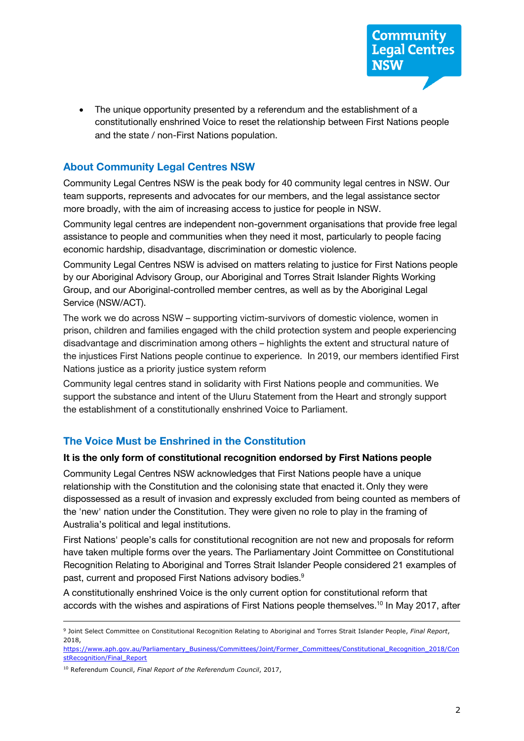- The unique opportunity presented by a referendum and the establishment of a constitutionally enshrined Voice to reset the relationship between First Nations people and the state / non-First Nations population.

## About Community Legal Centres NSW

Community Legal Centres NSW is the peak body for 40 community legal centres in NSW. Our team supports, represents and advocates for our members, and the legal assistance sector more broadly, with the aim of increasing access to justice for people in NSW.

Community legal centres are independent non-government organisations that provide free legal assistance to people and communities when they need it most, particularly to people facing economic hardship, disadvantage, discrimination or domestic violence.

Community Legal Centres NSW is advised on matters relating to justice for First Nations people by our Aboriginal Advisory Group, our Aboriginal and Torres Strait Islander Rights Working Group, and our Aboriginal-controlled member centres, as well as by the Aboriginal Legal Service (NSW/ACT).

The work we do across NSW – supporting victim-survivors of domestic violence, women in prison, children and families engaged with the child protection system and people experiencing disadvantage and discrimination among others – highlights the extent and structural nature of the injustices First Nations people continue to experience. In 2019, our members identified First Nations justice as a priority justice system reform

Community legal centres stand in solidarity with First Nations people and communities. We support the substance and intent of the Uluru Statement from the Heart and strongly support the establishment of a constitutionally enshrined Voice to Parliament.

## The Voice Must be Enshrined in the Constitution

**It is the only form of constitutional recognition endorsed by First Nations people**

Community Legal Centres NSW acknowledges that First Nations people have a unique relationship with the Constitution and the colonising state that enacted it. Only they were dispossessed as a result of invasion and expressly excluded from being counted as members of the 'new' nation under the Constitution. They were given no role to play in the framing of Australia's political and legal institutions.

First Nations' people's calls for constitutional recognition are not new and proposals for reform have taken multiple forms over the years. The Parliamentary Joint Committee on Constitutional Recognition Relating to Aboriginal and Torres Strait Islander People considered 21 examples of past, current and proposed First Nations advisory bodies.[9]

A constitutionally enshrined Voice is the only current option for constitutional reform that accords with the wishes and aspirations of First Nations people themselves.[10] In May 2017, after

---

[9] Joint Select Committee on Constitutional Recognition Relating to Aboriginal and Torres Strait Islander People, *Final Report*, 2018, https://www.aph.gov.au/Parliamentary_Business/Committees/Joint/Former_Committees/Constitutional_Recognition_2018/ConstRecognition/Final_Report

[10] Referendum Council, *Final Report of the Referendum Council*, 2017,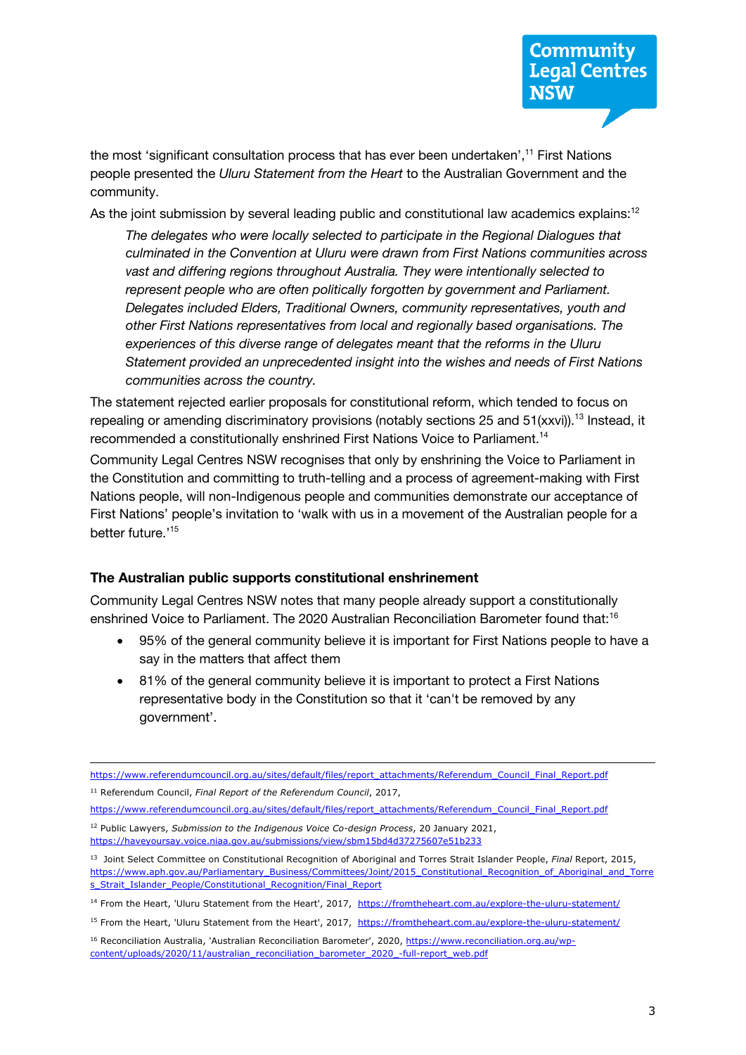the most 'significant consultation process that has ever been undertaken',[11] First Nations people presented the *Uluru Statement from the Heart* to the Australian Government and the community.

As the joint submission by several leading public and constitutional law academics explains:[12]

> *The delegates who were locally selected to participate in the Regional Dialogues that culminated in the Convention at Uluru were drawn from First Nations communities across vast and differing regions throughout Australia. They were intentionally selected to represent people who are often politically forgotten by government and Parliament. Delegates included Elders, Traditional Owners, community representatives, youth and other First Nations representatives from local and regionally based organisations. The experiences of this diverse range of delegates meant that the reforms in the Uluru Statement provided an unprecedented insight into the wishes and needs of First Nations communities across the country.*

The statement rejected earlier proposals for constitutional reform, which tended to focus on repealing or amending discriminatory provisions (notably sections 25 and 51(xxvi)).[13] Instead, it recommended a constitutionally enshrined First Nations Voice to Parliament.[14]

Community Legal Centres NSW recognises that only by enshrining the Voice to Parliament in the Constitution and committing to truth-telling and a process of agreement-making with First Nations people, will non-Indigenous people and communities demonstrate our acceptance of First Nations' people's invitation to 'walk with us in a movement of the Australian people for a better future.'[15]

### The Australian public supports constitutional enshrinement

Community Legal Centres NSW notes that many people already support a constitutionally enshrined Voice to Parliament. The 2020 Australian Reconciliation Barometer found that:[16]

- 95% of the general community believe it is important for First Nations people to have a say in the matters that affect them
- 81% of the general community believe it is important to protect a First Nations representative body in the Constitution so that it 'can't be removed by any government'.

---

https://www.referendumcouncil.org.au/sites/default/files/report_attachments/Referendum_Council_Final_Report.pdf

[11] Referendum Council, *Final Report of the Referendum Council*, 2017, https://www.referendumcouncil.org.au/sites/default/files/report_attachments/Referendum_Council_Final_Report.pdf

[12] Public Lawyers, *Submission to the Indigenous Voice Co-design Process*, 20 January 2021, https://haveyoursay.voice.niaa.gov.au/submissions/view/sbm15bd4d37275607e51b233

[13] Joint Select Committee on Constitutional Recognition of Aboriginal and Torres Strait Islander People, *Final* Report, 2015, https://www.aph.gov.au/Parliamentary_Business/Committees/Joint/2015_Constitutional_Recognition_of_Aboriginal_and_Torres_Strait_Islander_People/Constitutional_Recognition/Final_Report

[14] From the Heart, 'Uluru Statement from the Heart', 2017, https://fromtheheart.com.au/explore-the-uluru-statement/

[15] From the Heart, 'Uluru Statement from the Heart', 2017, https://fromtheheart.com.au/explore-the-uluru-statement/

[16] Reconciliation Australia, 'Australian Reconciliation Barometer', 2020, https://www.reconciliation.org.au/wp-content/uploads/2020/11/australian_reconciliation_barometer_2020_-full-report_web.pdf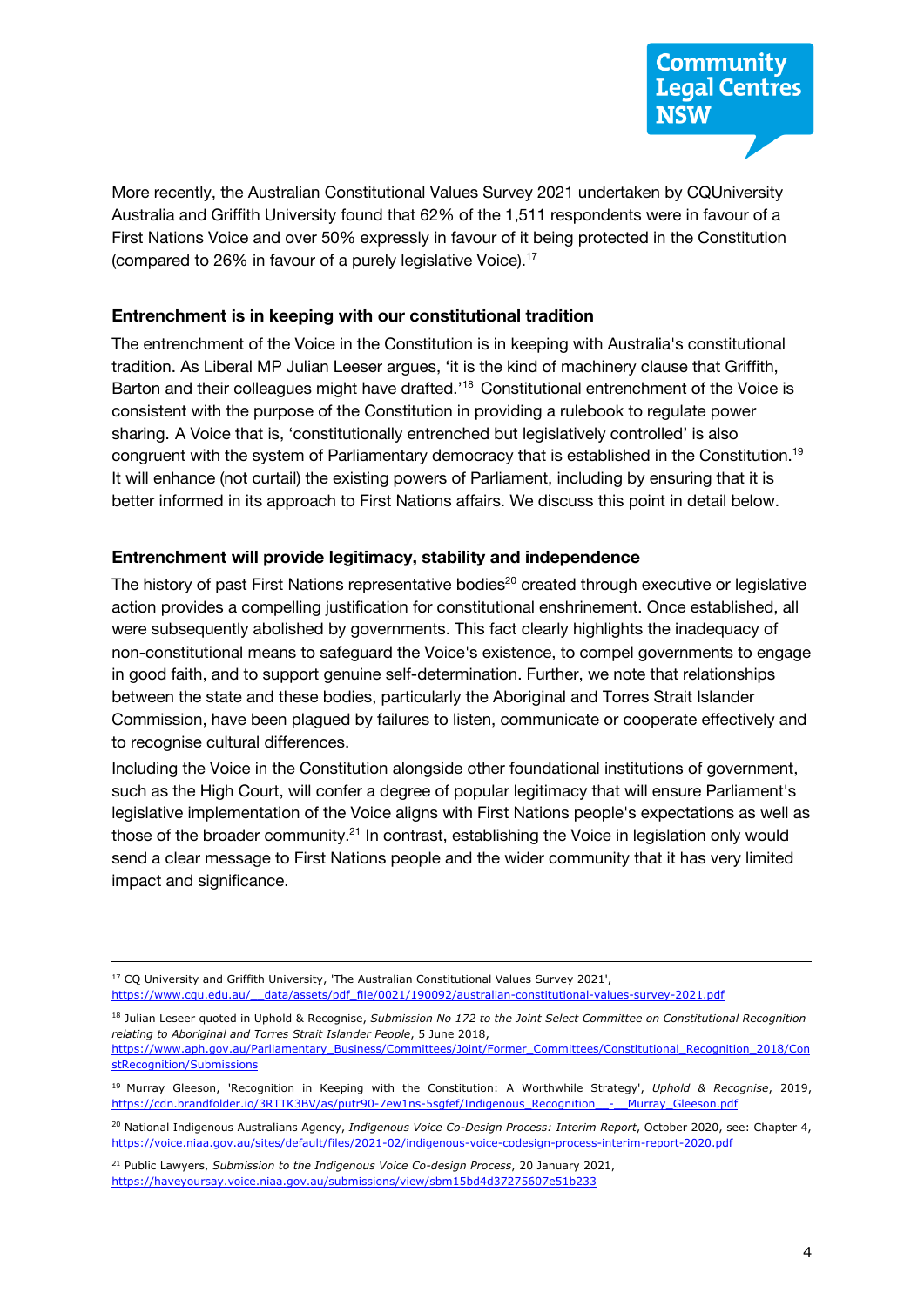More recently, the Australian Constitutional Values Survey 2021 undertaken by CQUniversity Australia and Griffith University found that 62% of the 1,511 respondents were in favour of a First Nations Voice and over 50% expressly in favour of it being protected in the Constitution (compared to 26% in favour of a purely legislative Voice).[17]

### Entrenchment is in keeping with our constitutional tradition

The entrenchment of the Voice in the Constitution is in keeping with Australia's constitutional tradition. As Liberal MP Julian Leeser argues, 'it is the kind of machinery clause that Griffith, Barton and their colleagues might have drafted.'[18] Constitutional entrenchment of the Voice is consistent with the purpose of the Constitution in providing a rulebook to regulate power sharing. A Voice that is, 'constitutionally entrenched but legislatively controlled' is also congruent with the system of Parliamentary democracy that is established in the Constitution.[19] It will enhance (not curtail) the existing powers of Parliament, including by ensuring that it is better informed in its approach to First Nations affairs. We discuss this point in detail below.

### Entrenchment will provide legitimacy, stability and independence

The history of past First Nations representative bodies[20] created through executive or legislative action provides a compelling justification for constitutional enshrinement. Once established, all were subsequently abolished by governments. This fact clearly highlights the inadequacy of non-constitutional means to safeguard the Voice's existence, to compel governments to engage in good faith, and to support genuine self-determination. Further, we note that relationships between the state and these bodies, particularly the Aboriginal and Torres Strait Islander Commission, have been plagued by failures to listen, communicate or cooperate effectively and to recognise cultural differences.

Including the Voice in the Constitution alongside other foundational institutions of government, such as the High Court, will confer a degree of popular legitimacy that will ensure Parliament's legislative implementation of the Voice aligns with First Nations people's expectations as well as those of the broader community.[21] In contrast, establishing the Voice in legislation only would send a clear message to First Nations people and the wider community that it has very limited impact and significance.

---

[17] CQ University and Griffith University, 'The Australian Constitutional Values Survey 2021', https://www.cqu.edu.au/__data/assets/pdf_file/0021/190092/australian-constitutional-values-survey-2021.pdf

[18] Julian Leseer quoted in Uphold & Recognise, *Submission No 172 to the Joint Select Committee on Constitutional Recognition relating to Aboriginal and Torres Strait Islander People*, 5 June 2018, https://www.aph.gov.au/Parliamentary_Business/Committees/Joint/Former_Committees/Constitutional_Recognition_2018/ConstRecognition/Submissions

[19] Murray Gleeson, 'Recognition in Keeping with the Constitution: A Worthwhile Strategy', *Uphold & Recognise*, 2019, https://cdn.brandfolder.io/3RTTK3BV/as/putr90-7ew1ns-5sgfef/Indigenous_Recognition__-__Murray_Gleeson.pdf

[20] National Indigenous Australians Agency, *Indigenous Voice Co-Design Process: Interim Report*, October 2020, see: Chapter 4, https://voice.niaa.gov.au/sites/default/files/2021-02/indigenous-voice-codesign-process-interim-report-2020.pdf

[21] Public Lawyers, *Submission to the Indigenous Voice Co-design Process*, 20 January 2021, https://haveyoursay.voice.niaa.gov.au/submissions/view/sbm15bd4d37275607e51b233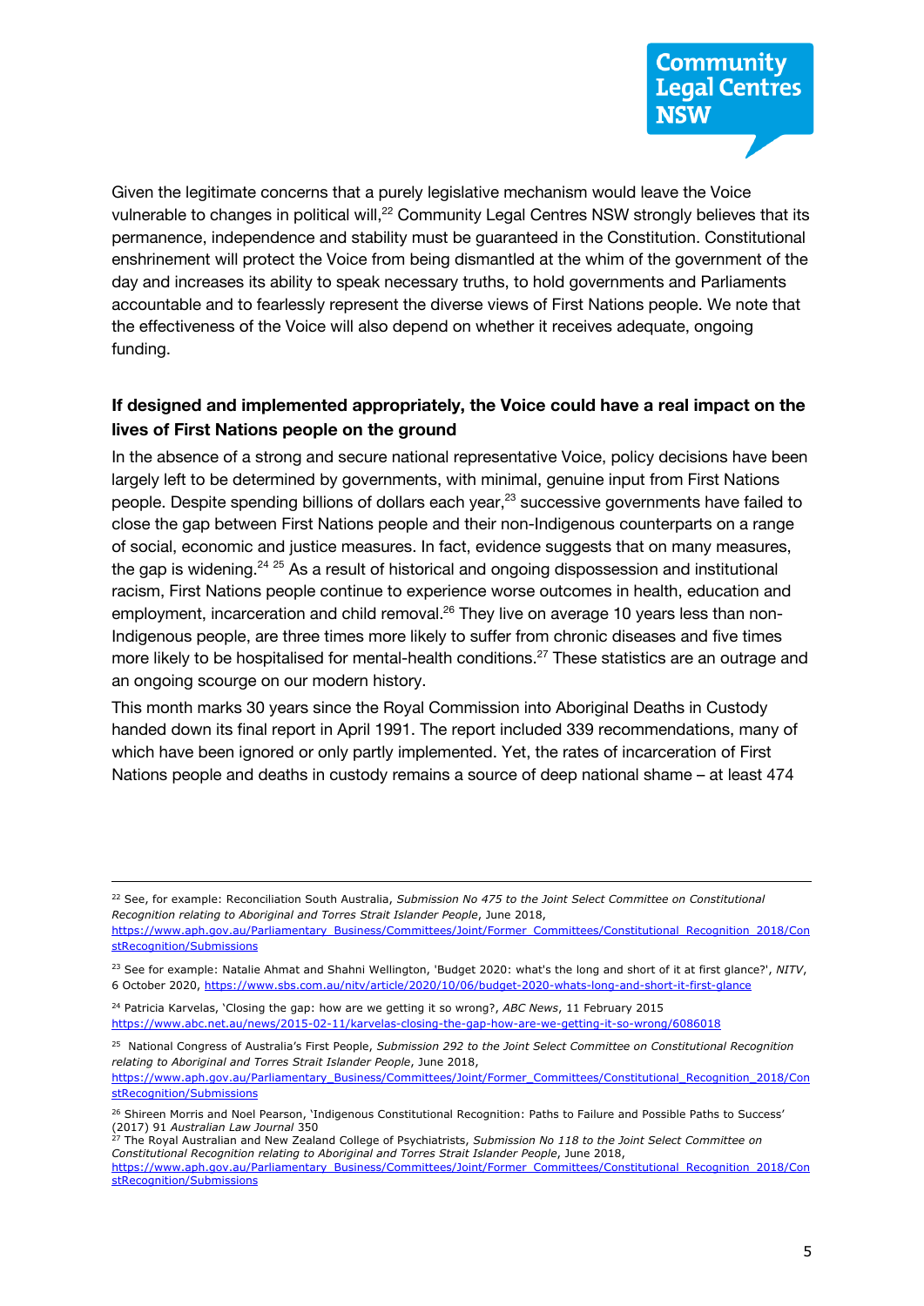Given the legitimate concerns that a purely legislative mechanism would leave the Voice vulnerable to changes in political will,[22] Community Legal Centres NSW strongly believes that its permanence, independence and stability must be guaranteed in the Constitution. Constitutional enshrinement will protect the Voice from being dismantled at the whim of the government of the day and increases its ability to speak necessary truths, to hold governments and Parliaments accountable and to fearlessly represent the diverse views of First Nations people. We note that the effectiveness of the Voice will also depend on whether it receives adequate, ongoing funding.

### If designed and implemented appropriately, the Voice could have a real impact on the lives of First Nations people on the ground

In the absence of a strong and secure national representative Voice, policy decisions have been largely left to be determined by governments, with minimal, genuine input from First Nations people. Despite spending billions of dollars each year,[23] successive governments have failed to close the gap between First Nations people and their non-Indigenous counterparts on a range of social, economic and justice measures. In fact, evidence suggests that on many measures, the gap is widening.[24] [25] As a result of historical and ongoing dispossession and institutional racism, First Nations people continue to experience worse outcomes in health, education and employment, incarceration and child removal.[26] They live on average 10 years less than non-Indigenous people, are three times more likely to suffer from chronic diseases and five times more likely to be hospitalised for mental-health conditions.[27] These statistics are an outrage and an ongoing scourge on our modern history.

This month marks 30 years since the Royal Commission into Aboriginal Deaths in Custody handed down its final report in April 1991. The report included 339 recommendations, many of which have been ignored or only partly implemented. Yet, the rates of incarceration of First Nations people and deaths in custody remains a source of deep national shame – at least 474

---

[22] See, for example: Reconciliation South Australia, *Submission No 475 to the Joint Select Committee on Constitutional Recognition relating to Aboriginal and Torres Strait Islander People*, June 2018, https://www.aph.gov.au/Parliamentary_Business/Committees/Joint/Former_Committees/Constitutional_Recognition_2018/ConstRecognition/Submissions

[23] See for example: Natalie Ahmat and Shahni Wellington, 'Budget 2020: what's the long and short of it at first glance?', *NITV*, 6 October 2020, https://www.sbs.com.au/nitv/article/2020/10/06/budget-2020-whats-long-and-short-it-first-glance

[24] Patricia Karvelas, 'Closing the gap: how are we getting it so wrong?, *ABC News*, 11 February 2015 https://www.abc.net.au/news/2015-02-11/karvelas-closing-the-gap-how-are-we-getting-it-so-wrong/6086018

[25] National Congress of Australia's First People, *Submission 292 to the Joint Select Committee on Constitutional Recognition relating to Aboriginal and Torres Strait Islander People*, June 2018, https://www.aph.gov.au/Parliamentary_Business/Committees/Joint/Former_Committees/Constitutional_Recognition_2018/ConstRecognition/Submissions

[26] Shireen Morris and Noel Pearson, 'Indigenous Constitutional Recognition: Paths to Failure and Possible Paths to Success' (2017) 91 *Australian Law Journal* 350

[27] The Royal Australian and New Zealand College of Psychiatrists, *Submission No 118 to the Joint Select Committee on Constitutional Recognition relating to Aboriginal and Torres Strait Islander People*, June 2018, https://www.aph.gov.au/Parliamentary_Business/Committees/Joint/Former_Committees/Constitutional_Recognition_2018/ConstRecognition/Submissions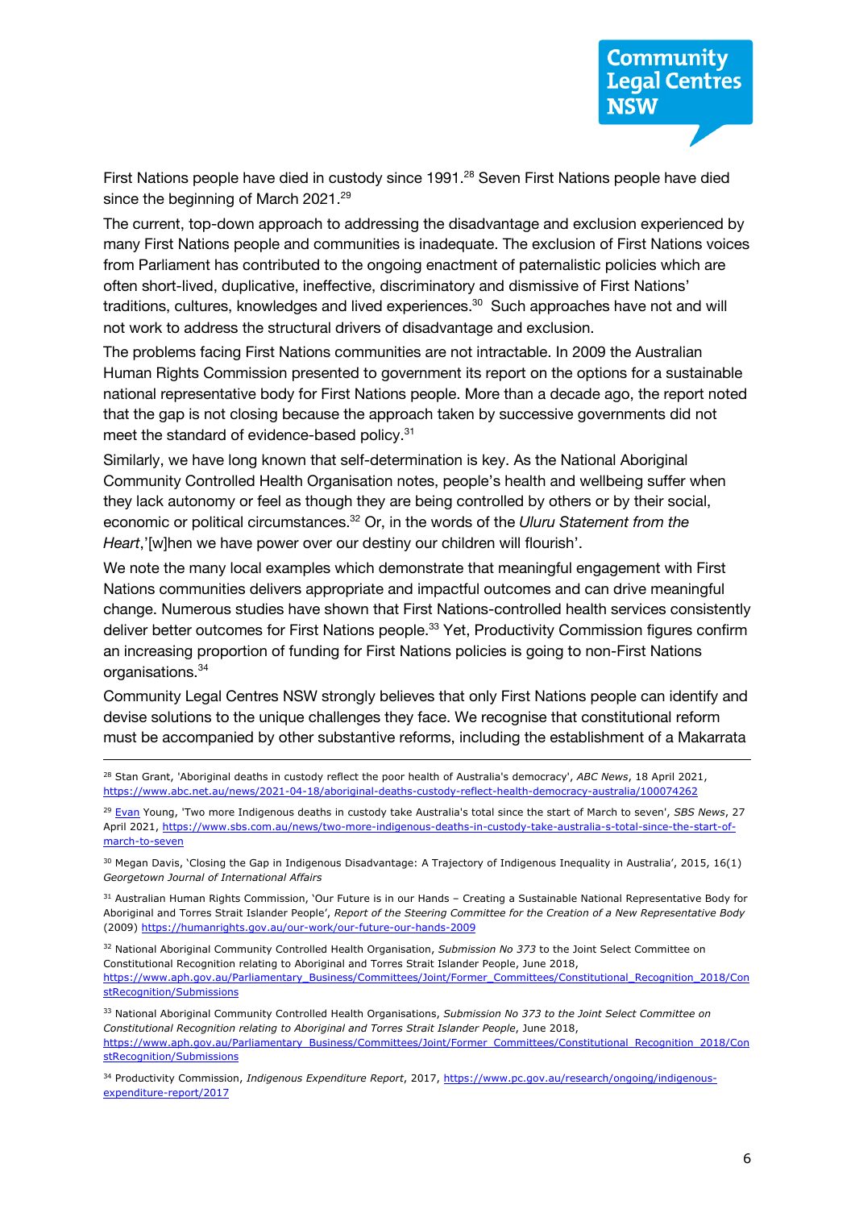First Nations people have died in custody since 1991.[28] Seven First Nations people have died since the beginning of March 2021.[29]

The current, top-down approach to addressing the disadvantage and exclusion experienced by many First Nations people and communities is inadequate. The exclusion of First Nations voices from Parliament has contributed to the ongoing enactment of paternalistic policies which are often short-lived, duplicative, ineffective, discriminatory and dismissive of First Nations' traditions, cultures, knowledges and lived experiences.[30] Such approaches have not and will not work to address the structural drivers of disadvantage and exclusion.

The problems facing First Nations communities are not intractable. In 2009 the Australian Human Rights Commission presented to government its report on the options for a sustainable national representative body for First Nations people. More than a decade ago, the report noted that the gap is not closing because the approach taken by successive governments did not meet the standard of evidence-based policy.[31]

Similarly, we have long known that self-determination is key. As the National Aboriginal Community Controlled Health Organisation notes, people's health and wellbeing suffer when they lack autonomy or feel as though they are being controlled by others or by their social, economic or political circumstances.[32] Or, in the words of the *Uluru Statement from the Heart*,'[w]hen we have power over our destiny our children will flourish'.

We note the many local examples which demonstrate that meaningful engagement with First Nations communities delivers appropriate and impactful outcomes and can drive meaningful change. Numerous studies have shown that First Nations-controlled health services consistently deliver better outcomes for First Nations people.[33] Yet, Productivity Commission figures confirm an increasing proportion of funding for First Nations policies is going to non-First Nations organisations.[34]

Community Legal Centres NSW strongly believes that only First Nations people can identify and devise solutions to the unique challenges they face. We recognise that constitutional reform must be accompanied by other substantive reforms, including the establishment of a Makarrata

---

[28] Stan Grant, 'Aboriginal deaths in custody reflect the poor health of Australia's democracy', *ABC News*, 18 April 2021, https://www.abc.net.au/news/2021-04-18/aboriginal-deaths-custody-reflect-health-democracy-australia/100074262

[29] Evan Young, 'Two more Indigenous deaths in custody take Australia's total since the start of March to seven', *SBS News*, 27 April 2021, https://www.sbs.com.au/news/two-more-indigenous-deaths-in-custody-take-australia-s-total-since-the-start-of-march-to-seven

[30] Megan Davis, 'Closing the Gap in Indigenous Disadvantage: A Trajectory of Indigenous Inequality in Australia', 2015, 16(1) *Georgetown Journal of International Affairs*

[31] Australian Human Rights Commission, 'Our Future is in our Hands – Creating a Sustainable National Representative Body for Aboriginal and Torres Strait Islander People', *Report of the Steering Committee for the Creation of a New Representative Body* (2009) https://humanrights.gov.au/our-work/our-future-our-hands-2009

[32] National Aboriginal Community Controlled Health Organisation, *Submission No 373* to the Joint Select Committee on Constitutional Recognition relating to Aboriginal and Torres Strait Islander People, June 2018, https://www.aph.gov.au/Parliamentary_Business/Committees/Joint/Former_Committees/Constitutional_Recognition_2018/ConstRecognition/Submissions

[33] National Aboriginal Community Controlled Health Organisations, *Submission No 373 to the Joint Select Committee on Constitutional Recognition relating to Aboriginal and Torres Strait Islander People*, June 2018, https://www.aph.gov.au/Parliamentary_Business/Committees/Joint/Former_Committees/Constitutional_Recognition_2018/ConstRecognition/Submissions

[34] Productivity Commission, *Indigenous Expenditure Report*, 2017, https://www.pc.gov.au/research/ongoing/indigenous-expenditure-report/2017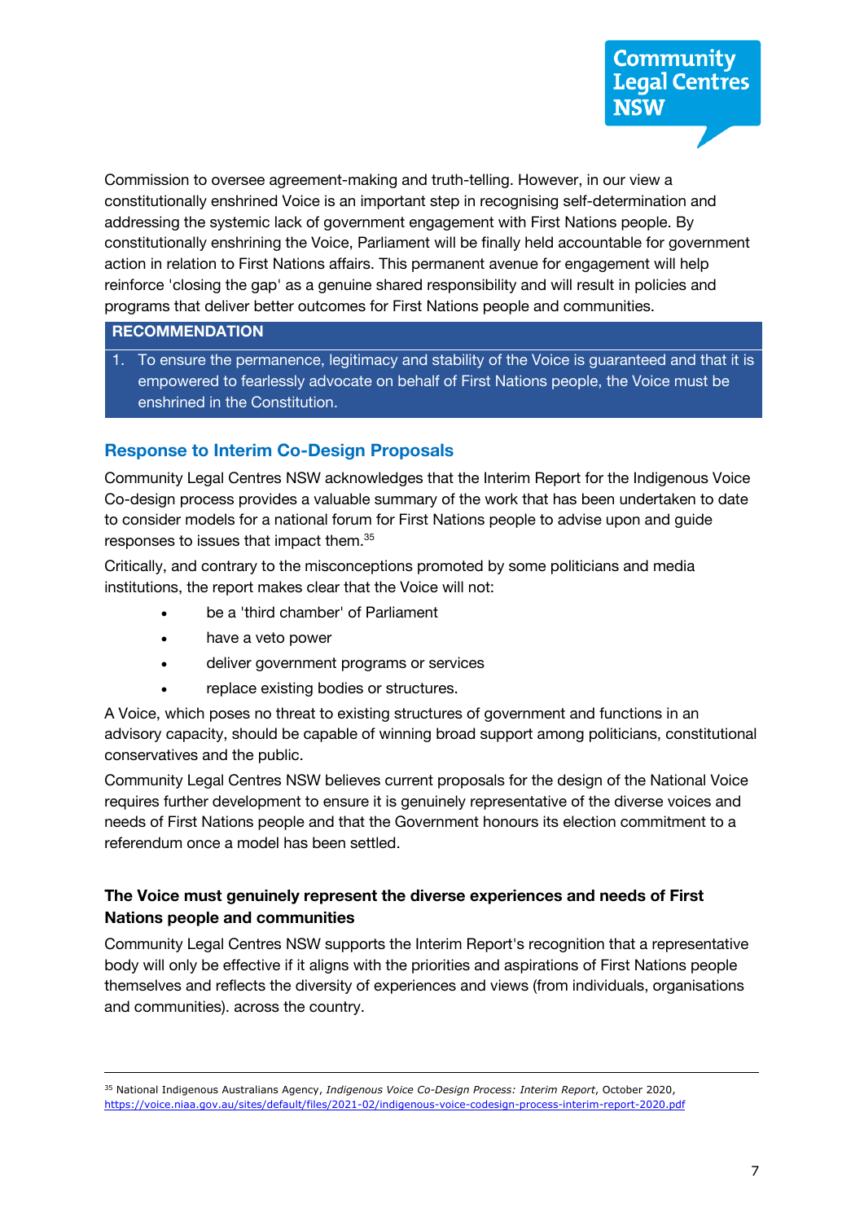Commission to oversee agreement-making and truth-telling. However, in our view a constitutionally enshrined Voice is an important step in recognising self-determination and addressing the systemic lack of government engagement with First Nations people. By constitutionally enshrining the Voice, Parliament will be finally held accountable for government action in relation to First Nations affairs. This permanent avenue for engagement will help reinforce 'closing the gap' as a genuine shared responsibility and will result in policies and programs that deliver better outcomes for First Nations people and communities.

**RECOMMENDATION**

1. To ensure the permanence, legitimacy and stability of the Voice is guaranteed and that it is empowered to fearlessly advocate on behalf of First Nations people, the Voice must be enshrined in the Constitution.

## Response to Interim Co-Design Proposals

Community Legal Centres NSW acknowledges that the Interim Report for the Indigenous Voice Co-design process provides a valuable summary of the work that has been undertaken to date to consider models for a national forum for First Nations people to advise upon and guide responses to issues that impact them.[35]

Critically, and contrary to the misconceptions promoted by some politicians and media institutions, the report makes clear that the Voice will not:

- be a 'third chamber' of Parliament
- have a veto power
- deliver government programs or services
- replace existing bodies or structures.

A Voice, which poses no threat to existing structures of government and functions in an advisory capacity, should be capable of winning broad support among politicians, constitutional conservatives and the public.

Community Legal Centres NSW believes current proposals for the design of the National Voice requires further development to ensure it is genuinely representative of the diverse voices and needs of First Nations people and that the Government honours its election commitment to a referendum once a model has been settled.

### The Voice must genuinely represent the diverse experiences and needs of First Nations people and communities

Community Legal Centres NSW supports the Interim Report's recognition that a representative body will only be effective if it aligns with the priorities and aspirations of First Nations people themselves and reflects the diversity of experiences and views (from individuals, organisations and communities). across the country.

---

[35] National Indigenous Australians Agency, *Indigenous Voice Co-Design Process: Interim Report*, October 2020, https://voice.niaa.gov.au/sites/default/files/2021-02/indigenous-voice-codesign-process-interim-report-2020.pdf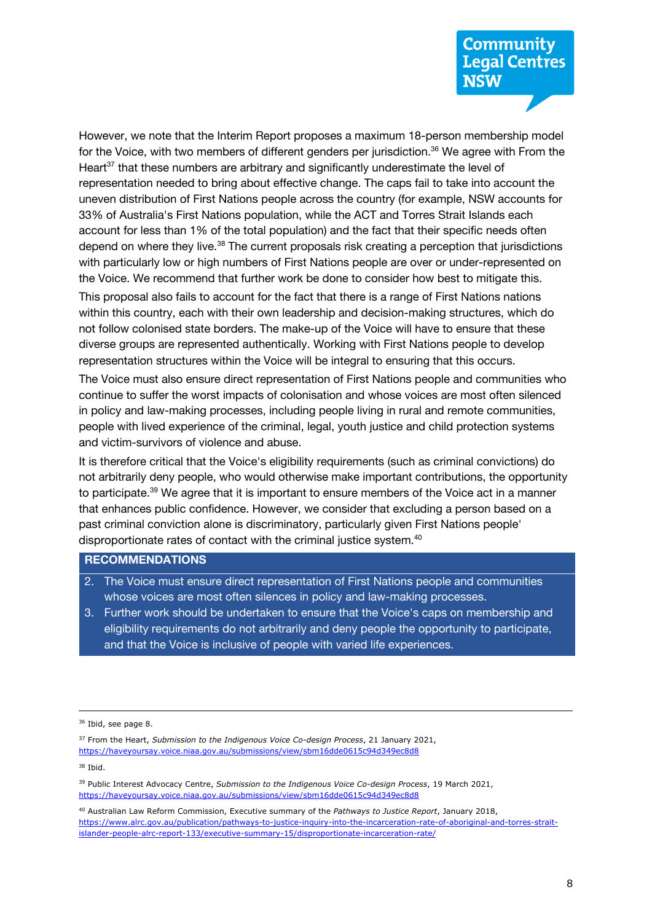However, we note that the Interim Report proposes a maximum 18-person membership model for the Voice, with two members of different genders per jurisdiction.[36] We agree with From the Heart[37] that these numbers are arbitrary and significantly underestimate the level of representation needed to bring about effective change. The caps fail to take into account the uneven distribution of First Nations people across the country (for example, NSW accounts for 33% of Australia's First Nations population, while the ACT and Torres Strait Islands each account for less than 1% of the total population) and the fact that their specific needs often depend on where they live.[38] The current proposals risk creating a perception that jurisdictions with particularly low or high numbers of First Nations people are over or under-represented on the Voice. We recommend that further work be done to consider how best to mitigate this.

This proposal also fails to account for the fact that there is a range of First Nations nations within this country, each with their own leadership and decision-making structures, which do not follow colonised state borders. The make-up of the Voice will have to ensure that these diverse groups are represented authentically. Working with First Nations people to develop representation structures within the Voice will be integral to ensuring that this occurs.

The Voice must also ensure direct representation of First Nations people and communities who continue to suffer the worst impacts of colonisation and whose voices are most often silenced in policy and law-making processes, including people living in rural and remote communities, people with lived experience of the criminal, legal, youth justice and child protection systems and victim-survivors of violence and abuse.

It is therefore critical that the Voice's eligibility requirements (such as criminal convictions) do not arbitrarily deny people, who would otherwise make important contributions, the opportunity to participate.[39] We agree that it is important to ensure members of the Voice act in a manner that enhances public confidence. However, we consider that excluding a person based on a past criminal conviction alone is discriminatory, particularly given First Nations people' disproportionate rates of contact with the criminal justice system.[40]

**RECOMMENDATIONS**

2. The Voice must ensure direct representation of First Nations people and communities whose voices are most often silences in policy and law-making processes.
3. Further work should be undertaken to ensure that the Voice's caps on membership and eligibility requirements do not arbitrarily and deny people the opportunity to participate, and that the Voice is inclusive of people with varied life experiences.

---

[36] Ibid, see page 8.

[37] From the Heart, *Submission to the Indigenous Voice Co-design Process*, 21 January 2021, https://haveyoursay.voice.niaa.gov.au/submissions/view/sbm16dde0615c94d349ec8d8

[38] Ibid.

[39] Public Interest Advocacy Centre, *Submission to the Indigenous Voice Co-design Process*, 19 March 2021, https://haveyoursay.voice.niaa.gov.au/submissions/view/sbm16dde0615c94d349ec8d8

[40] Australian Law Reform Commission, Executive summary of the *Pathways to Justice Report*, January 2018, https://www.alrc.gov.au/publication/pathways-to-justice-inquiry-into-the-incarceration-rate-of-aboriginal-and-torres-strait-islander-people-alrc-report-133/executive-summary-15/disproportionate-incarceration-rate/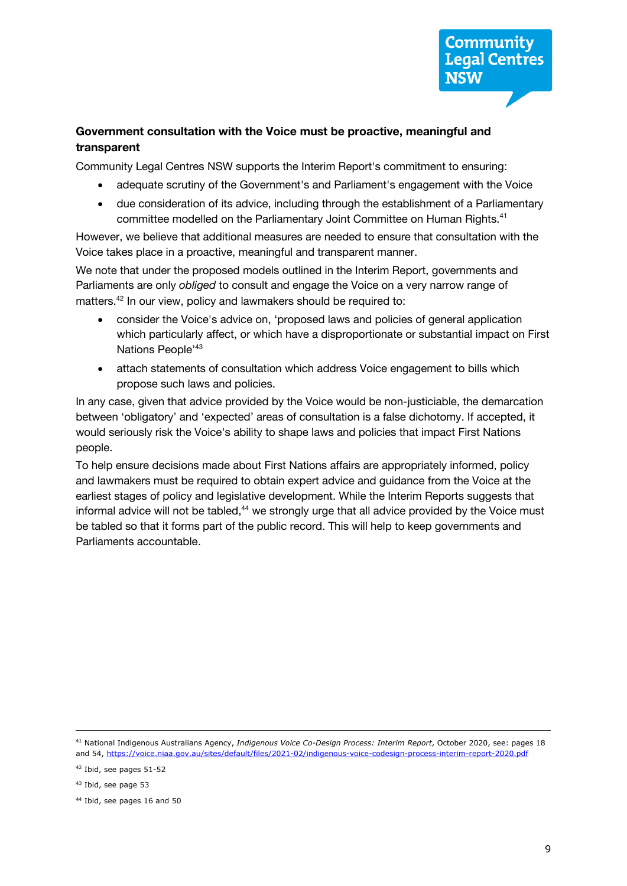**Government consultation with the Voice must be proactive, meaningful and transparent**

Community Legal Centres NSW supports the Interim Report's commitment to ensuring:

- adequate scrutiny of the Government's and Parliament's engagement with the Voice
- due consideration of its advice, including through the establishment of a Parliamentary committee modelled on the Parliamentary Joint Committee on Human Rights.[41]

However, we believe that additional measures are needed to ensure that consultation with the Voice takes place in a proactive, meaningful and transparent manner.

We note that under the proposed models outlined in the Interim Report, governments and Parliaments are only *obliged* to consult and engage the Voice on a very narrow range of matters.[42] In our view, policy and lawmakers should be required to:

- consider the Voice's advice on, 'proposed laws and policies of general application which particularly affect, or which have a disproportionate or substantial impact on First Nations People'[43]
- attach statements of consultation which address Voice engagement to bills which propose such laws and policies.

In any case, given that advice provided by the Voice would be non-justiciable, the demarcation between 'obligatory' and 'expected' areas of consultation is a false dichotomy. If accepted, it would seriously risk the Voice's ability to shape laws and policies that impact First Nations people.

To help ensure decisions made about First Nations affairs are appropriately informed, policy and lawmakers must be required to obtain expert advice and guidance from the Voice at the earliest stages of policy and legislative development. While the Interim Reports suggests that informal advice will not be tabled,[44] we strongly urge that all advice provided by the Voice must be tabled so that it forms part of the public record. This will help to keep governments and Parliaments accountable.

---

[41] National Indigenous Australians Agency, *Indigenous Voice Co-Design Process: Interim Report*, October 2020, see: pages 18 and 54, https://voice.niaa.gov.au/sites/default/files/2021-02/indigenous-voice-codesign-process-interim-report-2020.pdf

[42] Ibid, see pages 51-52

[43] Ibid, see page 53

[44] Ibid, see pages 16 and 50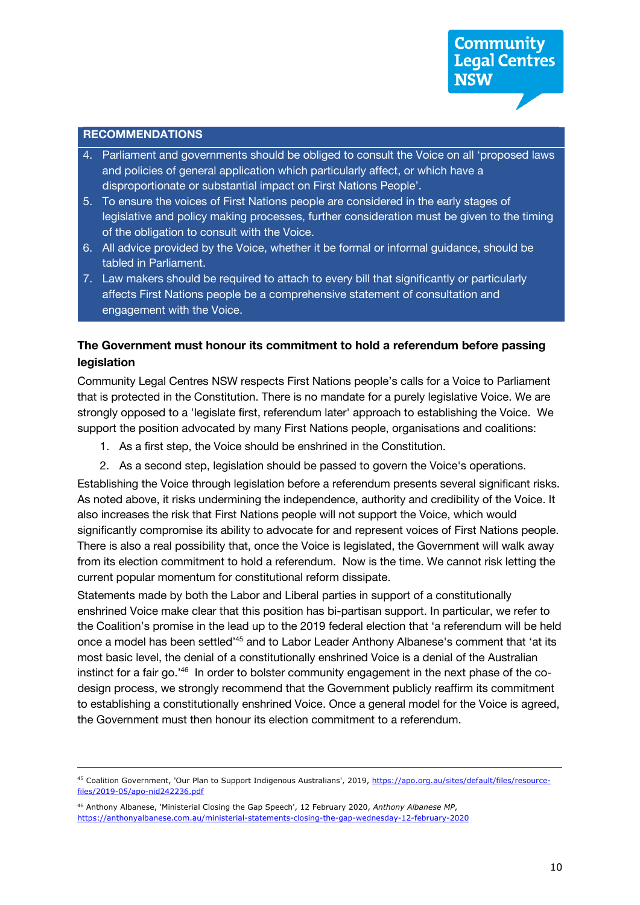**RECOMMENDATIONS**

4. Parliament and governments should be obliged to consult the Voice on all 'proposed laws and policies of general application which particularly affect, or which have a disproportionate or substantial impact on First Nations People'.
5. To ensure the voices of First Nations people are considered in the early stages of legislative and policy making processes, further consideration must be given to the timing of the obligation to consult with the Voice.
6. All advice provided by the Voice, whether it be formal or informal guidance, should be tabled in Parliament.
7. Law makers should be required to attach to every bill that significantly or particularly affects First Nations people be a comprehensive statement of consultation and engagement with the Voice.

### The Government must honour its commitment to hold a referendum before passing legislation

Community Legal Centres NSW respects First Nations people's calls for a Voice to Parliament that is protected in the Constitution. There is no mandate for a purely legislative Voice. We are strongly opposed to a 'legislate first, referendum later' approach to establishing the Voice. We support the position advocated by many First Nations people, organisations and coalitions:

1. As a first step, the Voice should be enshrined in the Constitution.
2. As a second step, legislation should be passed to govern the Voice's operations.

Establishing the Voice through legislation before a referendum presents several significant risks. As noted above, it risks undermining the independence, authority and credibility of the Voice. It also increases the risk that First Nations people will not support the Voice, which would significantly compromise its ability to advocate for and represent voices of First Nations people. There is also a real possibility that, once the Voice is legislated, the Government will walk away from its election commitment to hold a referendum. Now is the time. We cannot risk letting the current popular momentum for constitutional reform dissipate.

Statements made by both the Labor and Liberal parties in support of a constitutionally enshrined Voice make clear that this position has bi-partisan support. In particular, we refer to the Coalition's promise in the lead up to the 2019 federal election that 'a referendum will be held once a model has been settled'[45] and to Labor Leader Anthony Albanese's comment that 'at its most basic level, the denial of a constitutionally enshrined Voice is a denial of the Australian instinct for a fair go.'[46] In order to bolster community engagement in the next phase of the co-design process, we strongly recommend that the Government publicly reaffirm its commitment to establishing a constitutionally enshrined Voice. Once a general model for the Voice is agreed, the Government must then honour its election commitment to a referendum.

---

[45] Coalition Government, 'Our Plan to Support Indigenous Australians', 2019, https://apo.org.au/sites/default/files/resource-files/2019-05/apo-nid242236.pdf

[46] Anthony Albanese, 'Ministerial Closing the Gap Speech', 12 February 2020, *Anthony Albanese MP*, https://anthonyalbanese.com.au/ministerial-statements-closing-the-gap-wednesday-12-february-2020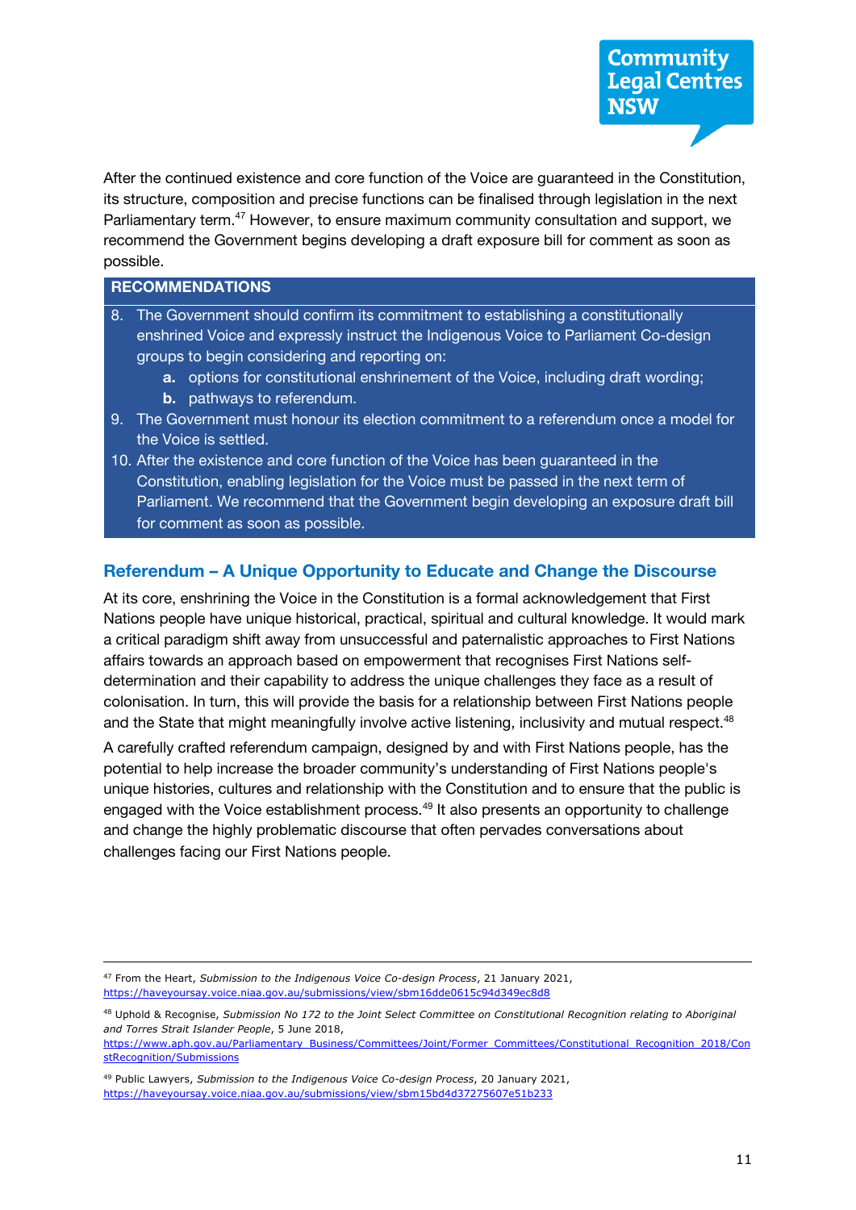After the continued existence and core function of the Voice are guaranteed in the Constitution, its structure, composition and precise functions can be finalised through legislation in the next Parliamentary term.[47] However, to ensure maximum community consultation and support, we recommend the Government begins developing a draft exposure bill for comment as soon as possible.

**RECOMMENDATIONS**

8. The Government should confirm its commitment to establishing a constitutionally enshrined Voice and expressly instruct the Indigenous Voice to Parliament Co-design groups to begin considering and reporting on:
   **a.** options for constitutional enshrinement of the Voice, including draft wording;
   **b.** pathways to referendum.
9. The Government must honour its election commitment to a referendum once a model for the Voice is settled.
10. After the existence and core function of the Voice has been guaranteed in the Constitution, enabling legislation for the Voice must be passed in the next term of Parliament. We recommend that the Government begin developing an exposure draft bill for comment as soon as possible.

## Referendum – A Unique Opportunity to Educate and Change the Discourse

At its core, enshrining the Voice in the Constitution is a formal acknowledgement that First Nations people have unique historical, practical, spiritual and cultural knowledge. It would mark a critical paradigm shift away from unsuccessful and paternalistic approaches to First Nations affairs towards an approach based on empowerment that recognises First Nations self-determination and their capability to address the unique challenges they face as a result of colonisation. In turn, this will provide the basis for a relationship between First Nations people and the State that might meaningfully involve active listening, inclusivity and mutual respect.[48]

A carefully crafted referendum campaign, designed by and with First Nations people, has the potential to help increase the broader community's understanding of First Nations people's unique histories, cultures and relationship with the Constitution and to ensure that the public is engaged with the Voice establishment process.[49] It also presents an opportunity to challenge and change the highly problematic discourse that often pervades conversations about challenges facing our First Nations people.

---

[47] From the Heart, *Submission to the Indigenous Voice Co-design Process*, 21 January 2021, https://haveyoursay.voice.niaa.gov.au/submissions/view/sbm16dde0615c94d349ec8d8

[48] Uphold & Recognise, *Submission No 172 to the Joint Select Committee on Constitutional Recognition relating to Aboriginal and Torres Strait Islander People*, 5 June 2018, https://www.aph.gov.au/Parliamentary_Business/Committees/Joint/Former_Committees/Constitutional_Recognition_2018/ConstRecognition/Submissions

[49] Public Lawyers, *Submission to the Indigenous Voice Co-design Process*, 20 January 2021, https://haveyoursay.voice.niaa.gov.au/submissions/view/sbm15bd4d37275607e51b233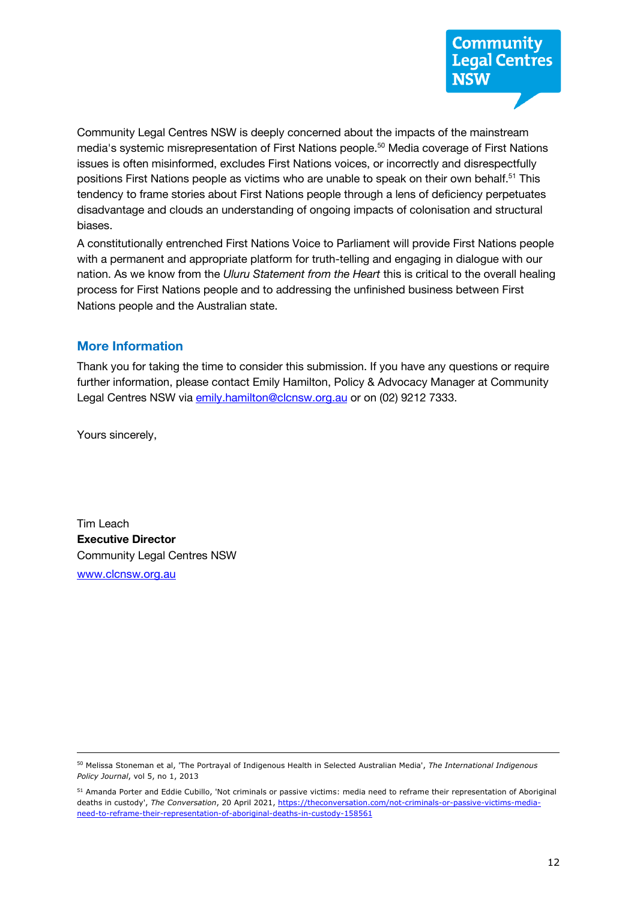Community Legal Centres NSW is deeply concerned about the impacts of the mainstream media's systemic misrepresentation of First Nations people.[50] Media coverage of First Nations issues is often misinformed, excludes First Nations voices, or incorrectly and disrespectfully positions First Nations people as victims who are unable to speak on their own behalf.[51] This tendency to frame stories about First Nations people through a lens of deficiency perpetuates disadvantage and clouds an understanding of ongoing impacts of colonisation and structural biases.

A constitutionally entrenched First Nations Voice to Parliament will provide First Nations people with a permanent and appropriate platform for truth-telling and engaging in dialogue with our nation. As we know from the *Uluru Statement from the Heart* this is critical to the overall healing process for First Nations people and to addressing the unfinished business between First Nations people and the Australian state.

## More Information

Thank you for taking the time to consider this submission. If you have any questions or require further information, please contact Emily Hamilton, Policy & Advocacy Manager at Community Legal Centres NSW via emily.hamilton@clcnsw.org.au or on (02) 9212 7333.

Yours sincerely,

Tim Leach
**Executive Director**
Community Legal Centres NSW
www.clcnsw.org.au

---

[50] Melissa Stoneman et al, 'The Portrayal of Indigenous Health in Selected Australian Media', *The International Indigenous Policy Journal*, vol 5, no 1, 2013

[51] Amanda Porter and Eddie Cubillo, 'Not criminals or passive victims: media need to reframe their representation of Aboriginal deaths in custody', *The Conversation*, 20 April 2021, https://theconversation.com/not-criminals-or-passive-victims-media-need-to-reframe-their-representation-of-aboriginal-deaths-in-custody-158561